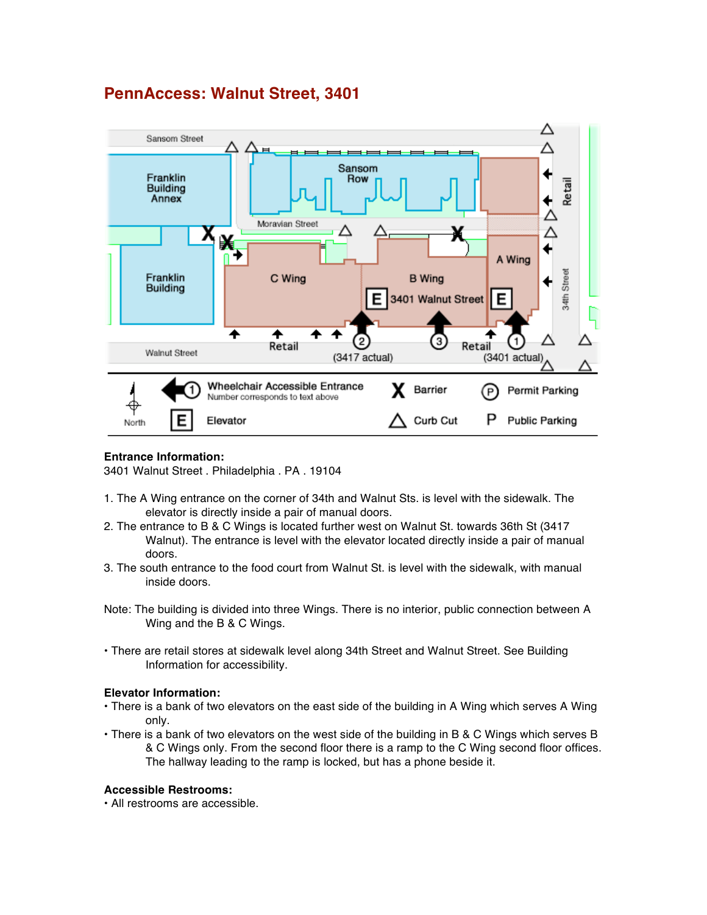# PennAccess: Walnut Street, 3401

**Entrance Information:**
3401 Walnut Street . Philadelphia . PA . 19104

1. The A Wing entrance on the corner of 34th and Walnut Sts. is level with the sidewalk. The elevator is directly inside a pair of manual doors.
2. The entrance to B & C Wings is located further west on Walnut St. towards 36th St (3417 Walnut). The entrance is level with the elevator located directly inside a pair of manual doors.
3. The south entrance to the food court from Walnut St. is level with the sidewalk, with manual inside doors.

Note: The building is divided into three Wings. There is no interior, public connection between A Wing and the B & C Wings.

• There are retail stores at sidewalk level along 34th Street and Walnut Street. See Building Information for accessibility.

**Elevator Information:**

• There is a bank of two elevators on the east side of the building in A Wing which serves A Wing only.

• There is a bank of two elevators on the west side of the building in B & C Wings which serves B & C Wings only. From the second floor there is a ramp to the C Wing second floor offices. The hallway leading to the ramp is locked, but has a phone beside it.

**Accessible Restrooms:**

• All restrooms are accessible.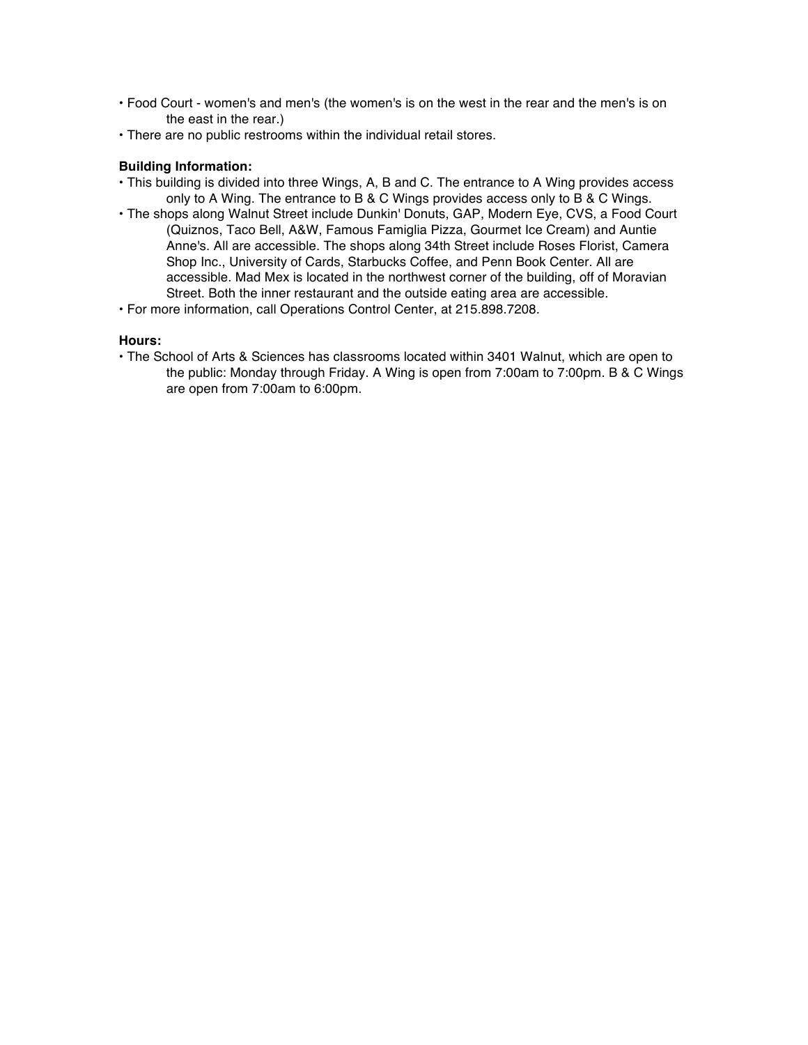- Food Court - women's and men's (the women's is on the west in the rear and the men's is on the east in the rear.)
- There are no public restrooms within the individual retail stores.

**Building Information:**

- This building is divided into three Wings, A, B and C. The entrance to A Wing provides access only to A Wing. The entrance to B & C Wings provides access only to B & C Wings.
- The shops along Walnut Street include Dunkin' Donuts, GAP, Modern Eye, CVS, a Food Court (Quiznos, Taco Bell, A&W, Famous Famiglia Pizza, Gourmet Ice Cream) and Auntie Anne's. All are accessible. The shops along 34th Street include Roses Florist, Camera Shop Inc., University of Cards, Starbucks Coffee, and Penn Book Center. All are accessible. Mad Mex is located in the northwest corner of the building, off of Moravian Street. Both the inner restaurant and the outside eating area are accessible.
- For more information, call Operations Control Center, at 215.898.7208.

**Hours:**

- The School of Arts & Sciences has classrooms located within 3401 Walnut, which are open to the public: Monday through Friday. A Wing is open from 7:00am to 7:00pm. B & C Wings are open from 7:00am to 6:00pm.